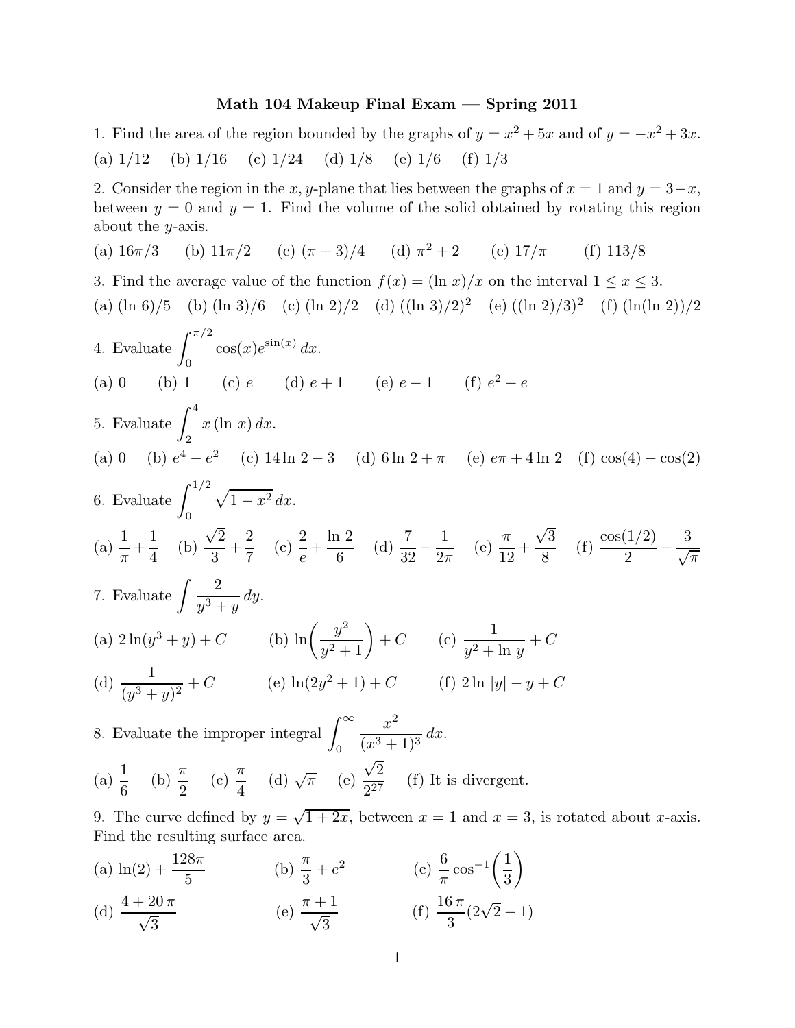# Math 104 Makeup Final Exam — Spring 2011

1. Find the area of the region bounded by the graphs of $y = x^2 + 5x$ and of $y = -x^2 + 3x$.

(a) $1/12$ (b) $1/16$ (c) $1/24$ (d) $1/8$ (e) $1/6$ (f) $1/3$

2. Consider the region in the $x, y$-plane that lies between the graphs of $x = 1$ and $y = 3 - x$, between $y = 0$ and $y = 1$. Find the volume of the solid obtained by rotating this region about the $y$-axis.

(a) $16\pi/3$ (b) $11\pi/2$ (c) $(\pi + 3)/4$ (d) $\pi^2 + 2$ (e) $17/\pi$ (f) $113/8$

3. Find the average value of the function $f(x) = (\ln x)/x$ on the interval $1 \leq x \leq 3$.

(a) $(\ln 6)/5$ (b) $(\ln 3)/6$ (c) $(\ln 2)/2$ (d) $((\ln 3)/2)^2$ (e) $((\ln 2)/3)^2$ (f) $(\ln(\ln 2))/2$

4. Evaluate $\displaystyle\int_0^{\pi/2} \cos(x) e^{\sin(x)}\, dx$.

(a) $0$ (b) $1$ (c) $e$ (d) $e + 1$ (e) $e - 1$ (f) $e^2 - e$

5. Evaluate $\displaystyle\int_2^4 x\,(\ln x)\, dx$.

(a) $0$ (b) $e^4 - e^2$ (c) $14 \ln 2 - 3$ (d) $6 \ln 2 + \pi$ (e) $e\pi + 4 \ln 2$ (f) $\cos(4) - \cos(2)$

6. Evaluate $\displaystyle\int_0^{1/2} \sqrt{1 - x^2}\, dx$.

(a) $\dfrac{1}{\pi} + \dfrac{1}{4}$ (b) $\dfrac{\sqrt{2}}{3} + \dfrac{2}{7}$ (c) $\dfrac{2}{e} + \dfrac{\ln 2}{6}$ (d) $\dfrac{7}{32} - \dfrac{1}{2\pi}$ (e) $\dfrac{\pi}{12} + \dfrac{\sqrt{3}}{8}$ (f) $\dfrac{\cos(1/2)}{2} - \dfrac{3}{\sqrt{\pi}}$

7. Evaluate $\displaystyle\int \frac{2}{y^3 + y}\, dy$.

(a) $2 \ln(y^3 + y) + C$ (b) $\ln\left(\dfrac{y^2}{y^2 + 1}\right) + C$ (c) $\dfrac{1}{y^2 + \ln y} + C$

(d) $\dfrac{1}{(y^3 + y)^2} + C$ (e) $\ln(2y^2 + 1) + C$ (f) $2 \ln |y| - y + C$

8. Evaluate the improper integral $\displaystyle\int_0^{\infty} \frac{x^2}{(x^3 + 1)^3}\, dx$.

(a) $\dfrac{1}{6}$ (b) $\dfrac{\pi}{2}$ (c) $\dfrac{\pi}{4}$ (d) $\sqrt{\pi}$ (e) $\dfrac{\sqrt{2}}{2^{27}}$ (f) It is divergent.

9. The curve defined by $y = \sqrt{1 + 2x}$, between $x = 1$ and $x = 3$, is rotated about $x$-axis. Find the resulting surface area.

(a) $\ln(2) + \dfrac{128\pi}{5}$ (b) $\dfrac{\pi}{3} + e^2$ (c) $\dfrac{6}{\pi} \cos^{-1}\left(\dfrac{1}{3}\right)$

(d) $\dfrac{4 + 20\,\pi}{\sqrt{3}}$ (e) $\dfrac{\pi + 1}{\sqrt{3}}$ (f) $\dfrac{16\,\pi}{3}(2\sqrt{2} - 1)$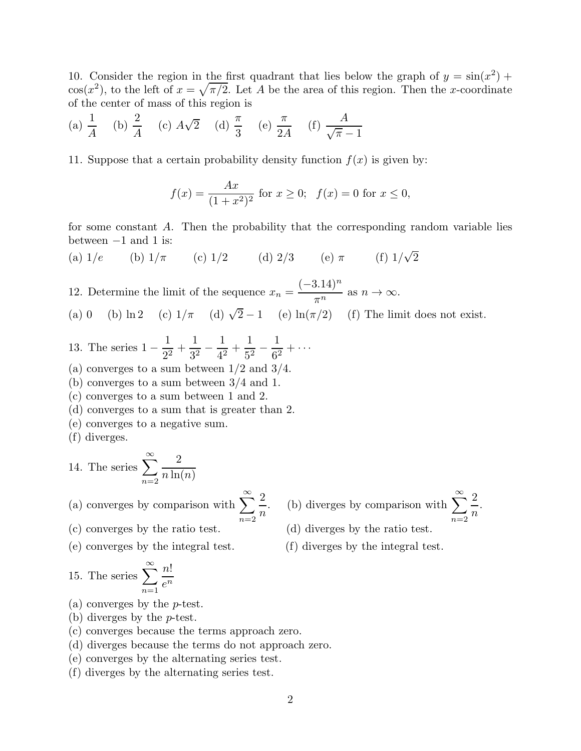10. Consider the region in the first quadrant that lies below the graph of $y = \sin(x^2) + \cos(x^2)$, to the left of $x = \sqrt{\pi/2}$. Let $A$ be the area of this region. Then the $x$-coordinate of the center of mass of this region is

(a) $\dfrac{1}{A}$ (b) $\dfrac{2}{A}$ (c) $A\sqrt{2}$ (d) $\dfrac{\pi}{3}$ (e) $\dfrac{\pi}{2A}$ (f) $\dfrac{A}{\sqrt{\pi}-1}$

11. Suppose that a certain probability density function $f(x)$ is given by:

$$f(x) = \frac{Ax}{(1+x^2)^2} \text{ for } x \geq 0; \quad f(x) = 0 \text{ for } x \leq 0,$$

for some constant $A$. Then the probability that the corresponding random variable lies between $-1$ and $1$ is:

(a) $1/e$ (b) $1/\pi$ (c) $1/2$ (d) $2/3$ (e) $\pi$ (f) $1/\sqrt{2}$

12. Determine the limit of the sequence $x_n = \dfrac{(-3.14)^n}{\pi^n}$ as $n \to \infty$.

(a) 0 (b) $\ln 2$ (c) $1/\pi$ (d) $\sqrt{2}-1$ (e) $\ln(\pi/2)$ (f) The limit does not exist.

13. The series $1 - \dfrac{1}{2^2} + \dfrac{1}{3^2} - \dfrac{1}{4^2} + \dfrac{1}{5^2} - \dfrac{1}{6^2} + \cdots$

(a) converges to a sum between $1/2$ and $3/4$.
(b) converges to a sum between $3/4$ and 1.
(c) converges to a sum between 1 and 2.
(d) converges to a sum that is greater than 2.
(e) converges to a negative sum.
(f) diverges.

14. The series $\displaystyle\sum_{n=2}^{\infty} \frac{2}{n\ln(n)}$

(a) converges by comparison with $\displaystyle\sum_{n=2}^{\infty} \frac{2}{n}$.
(b) diverges by comparison with $\displaystyle\sum_{n=2}^{\infty} \frac{2}{n}$.
(c) converges by the ratio test.
(d) diverges by the ratio test.
(e) converges by the integral test.
(f) diverges by the integral test.

15. The series $\displaystyle\sum_{n=1}^{\infty} \frac{n!}{e^n}$

(a) converges by the $p$-test.
(b) diverges by the $p$-test.
(c) converges because the terms approach zero.
(d) diverges because the terms do not approach zero.
(e) converges by the alternating series test.
(f) diverges by the alternating series test.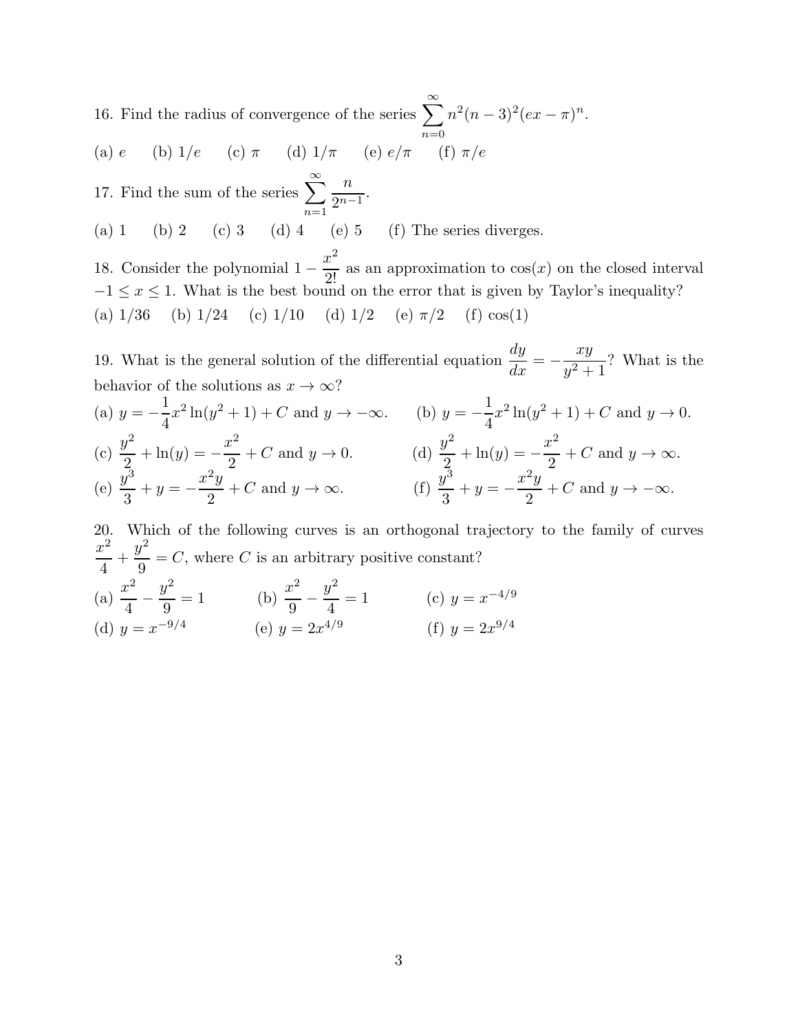16. Find the radius of convergence of the series $\sum_{n=0}^{\infty} n^2(n-3)^2(ex-\pi)^n$.

(a) $e$ (b) $1/e$ (c) $\pi$ (d) $1/\pi$ (e) $e/\pi$ (f) $\pi/e$

17. Find the sum of the series $\sum_{n=1}^{\infty} \frac{n}{2^{n-1}}$.

(a) 1 (b) 2 (c) 3 (d) 4 (e) 5 (f) The series diverges.

18. Consider the polynomial $1 - \frac{x^2}{2!}$ as an approximation to $\cos(x)$ on the closed interval $-1 \le x \le 1$. What is the best bound on the error that is given by Taylor's inequality?

(a) 1/36 (b) 1/24 (c) 1/10 (d) 1/2 (e) $\pi/2$ (f) $\cos(1)$

19. What is the general solution of the differential equation $\frac{dy}{dx} = -\frac{xy}{y^2+1}$? What is the behavior of the solutions as $x \to \infty$?

(a) $y = -\frac{1}{4}x^2 \ln(y^2+1) + C$ and $y \to -\infty$.

(b) $y = -\frac{1}{4}x^2 \ln(y^2+1) + C$ and $y \to 0$.

(c) $\frac{y^2}{2} + \ln(y) = -\frac{x^2}{2} + C$ and $y \to 0$.

(d) $\frac{y^2}{2} + \ln(y) = -\frac{x^2}{2} + C$ and $y \to \infty$.

(e) $\frac{y^3}{3} + y = -\frac{x^2 y}{2} + C$ and $y \to \infty$.

(f) $\frac{y^3}{3} + y = -\frac{x^2 y}{2} + C$ and $y \to -\infty$.

20. Which of the following curves is an orthogonal trajectory to the family of curves $\frac{x^2}{4} + \frac{y^2}{9} = C$, where $C$ is an arbitrary positive constant?

(a) $\frac{x^2}{4} - \frac{y^2}{9} = 1$

(b) $\frac{x^2}{9} - \frac{y^2}{4} = 1$

(c) $y = x^{-4/9}$

(d) $y = x^{-9/4}$

(e) $y = 2x^{4/9}$

(f) $y = 2x^{9/4}$